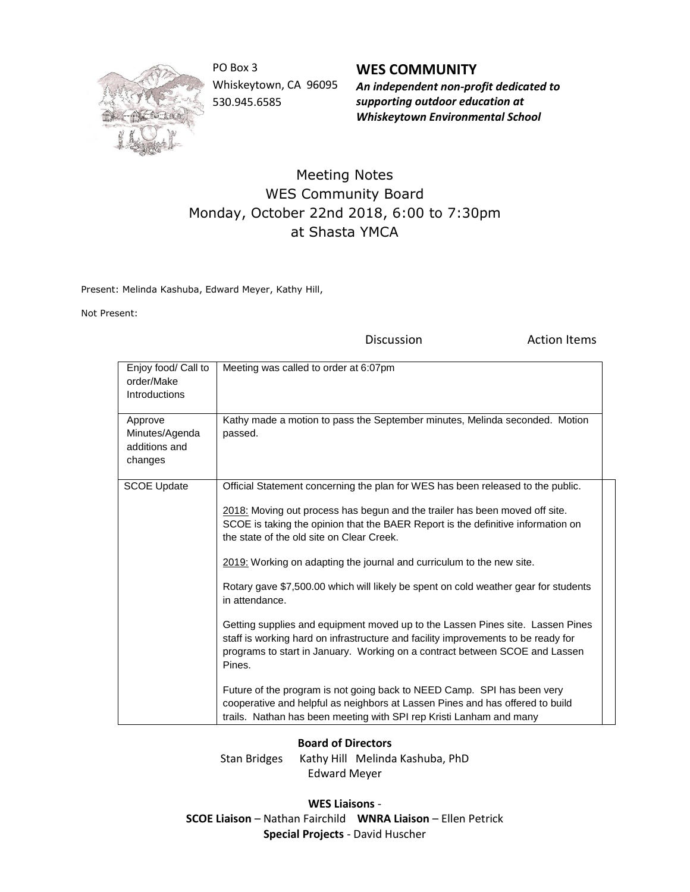PO Box 3
Whiskeytown, CA 96095
530.945.6585

**WES COMMUNITY**
***An independent non-profit dedicated to supporting outdoor education at Whiskeytown Environmental School***

# Meeting Notes
## WES Community Board
## Monday, October 22nd 2018, 6:00 to 7:30pm
## at Shasta YMCA

Present: Melinda Kashuba, Edward Meyer, Kathy Hill,

Not Present:

| | Discussion | Action Items |
|---|---|---|
| Enjoy food/ Call to order/Make Introductions | Meeting was called to order at 6:07pm | |
| Approve Minutes/Agenda additions and changes | Kathy made a motion to pass the September minutes, Melinda seconded. Motion passed. | |
| SCOE Update | Official Statement concerning the plan for WES has been released to the public.<br><br><u>2018:</u> Moving out process has begun and the trailer has been moved off site. SCOE is taking the opinion that the BAER Report is the definitive information on the state of the old site on Clear Creek.<br><br><u>2019:</u> Working on adapting the journal and curriculum to the new site.<br><br>Rotary gave $7,500.00 which will likely be spent on cold weather gear for students in attendance.<br><br>Getting supplies and equipment moved up to the Lassen Pines site. Lassen Pines staff is working hard on infrastructure and facility improvements to be ready for programs to start in January. Working on a contract between SCOE and Lassen Pines.<br><br>Future of the program is not going back to NEED Camp. SPI has been very cooperative and helpful as neighbors at Lassen Pines and has offered to build trails. Nathan has been meeting with SPI rep Kristi Lanham and many | |

**Board of Directors**
Stan Bridges Kathy Hill Melinda Kashuba, PhD
Edward Meyer

**WES Liaisons** -
**SCOE Liaison** – Nathan Fairchild **WNRA Liaison** – Ellen Petrick
**Special Projects** - David Huscher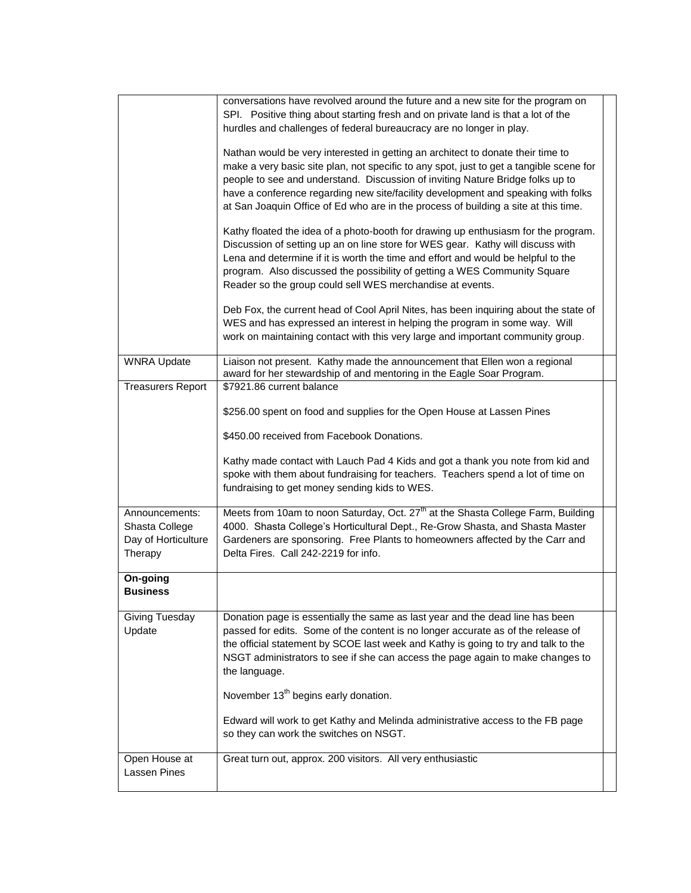| | | |
|---|---|---|
| | conversations have revolved around the future and a new site for the program on SPI. Positive thing about starting fresh and on private land is that a lot of the hurdles and challenges of federal bureaucracy are no longer in play.<br><br>Nathan would be very interested in getting an architect to donate their time to make a very basic site plan, not specific to any spot, just to get a tangible scene for people to see and understand. Discussion of inviting Nature Bridge folks up to have a conference regarding new site/facility development and speaking with folks at San Joaquin Office of Ed who are in the process of building a site at this time.<br><br>Kathy floated the idea of a photo-booth for drawing up enthusiasm for the program. Discussion of setting up an on line store for WES gear. Kathy will discuss with Lena and determine if it is worth the time and effort and would be helpful to the program. Also discussed the possibility of getting a WES Community Square Reader so the group could sell WES merchandise at events.<br><br>Deb Fox, the current head of Cool April Nites, has been inquiring about the state of WES and has expressed an interest in helping the program in some way. Will work on maintaining contact with this very large and important community group. | |
| WNRA Update | Liaison not present. Kathy made the announcement that Ellen won a regional award for her stewardship of and mentoring in the Eagle Soar Program. | |
| Treasurers Report | $7921.86 current balance<br><br>$256.00 spent on food and supplies for the Open House at Lassen Pines<br><br>$450.00 received from Facebook Donations.<br><br>Kathy made contact with Lauch Pad 4 Kids and got a thank you note from kid and spoke with them about fundraising for teachers. Teachers spend a lot of time on fundraising to get money sending kids to WES. | |
| Announcements: Shasta College Day of Horticulture Therapy | Meets from 10am to noon Saturday, Oct. 27th at the Shasta College Farm, Building 4000. Shasta College's Horticultural Dept., Re-Grow Shasta, and Shasta Master Gardeners are sponsoring. Free Plants to homeowners affected by the Carr and Delta Fires. Call 242-2219 for info. | |
| **On-going Business** | | |
| Giving Tuesday Update | Donation page is essentially the same as last year and the dead line has been passed for edits. Some of the content is no longer accurate as of the release of the official statement by SCOE last week and Kathy is going to try and talk to the NSGT administrators to see if she can access the page again to make changes to the language.<br><br>November 13th begins early donation.<br><br>Edward will work to get Kathy and Melinda administrative access to the FB page so they can work the switches on NSGT. | |
| Open House at Lassen Pines | Great turn out, approx. 200 visitors. All very enthusiastic | |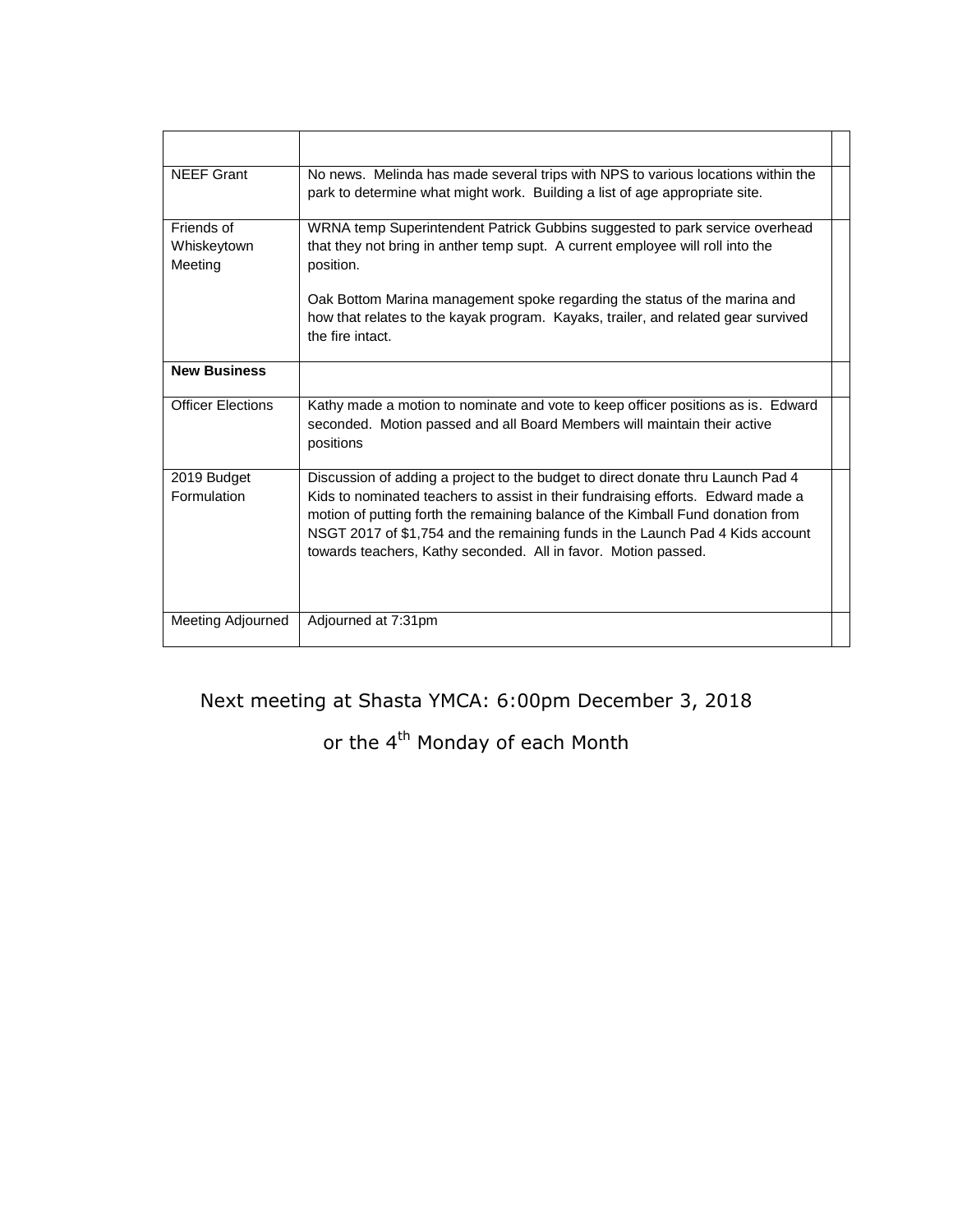| | | |
|---|---|---|
| | | |
| NEEF Grant | No news. Melinda has made several trips with NPS to various locations within the park to determine what might work. Building a list of age appropriate site. | |
| Friends of Whiskeytown Meeting | WRNA temp Superintendent Patrick Gubbins suggested to park service overhead that they not bring in anther temp supt. A current employee will roll into the position.<br><br>Oak Bottom Marina management spoke regarding the status of the marina and how that relates to the kayak program. Kayaks, trailer, and related gear survived the fire intact. | |
| **New Business** | | |
| Officer Elections | Kathy made a motion to nominate and vote to keep officer positions as is. Edward seconded. Motion passed and all Board Members will maintain their active positions | |
| 2019 Budget Formulation | Discussion of adding a project to the budget to direct donate thru Launch Pad 4 Kids to nominated teachers to assist in their fundraising efforts. Edward made a motion of putting forth the remaining balance of the Kimball Fund donation from NSGT 2017 of $1,754 and the remaining funds in the Launch Pad 4 Kids account towards teachers, Kathy seconded. All in favor. Motion passed. | |
| Meeting Adjourned | Adjourned at 7:31pm | |

Next meeting at Shasta YMCA: 6:00pm December 3, 2018

or the 4th Monday of each Month